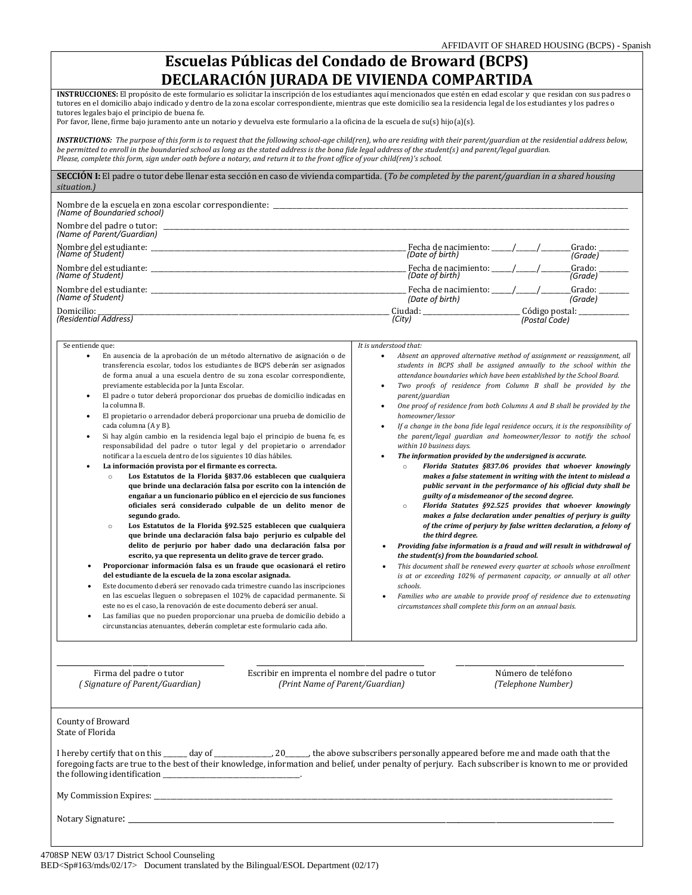AFFIDAVIT OF SHARED HOUSING (BCPS) - Spanish

# Escuelas Públicas del Condado de Broward (BCPS)
# DECLARACIÓN JURADA DE VIVIENDA COMPARTIDA

**INSTRUCCIONES:** El propósito de este formulario es solicitar la inscripción de los estudiantes aquí mencionados que estén en edad escolar y que residan con sus padres o tutores en el domicilio abajo indicado y dentro de la zona escolar correspondiente, mientras que este domicilio sea la residencia legal de los estudiantes y los padres o tutores legales bajo el principio de buena fe.
Por favor, llene, firme bajo juramento ante un notario y devuelva este formulario a la oficina de la escuela de su(s) hijo(a)(s).

***INSTRUCTIONS:*** *The purpose of this form is to request that the following school-age child(ren), who are residing with their parent/guardian at the residential address below, be permitted to enroll in the boundaried school as long as the stated address is the bona fide legal address of the student(s) and parent/legal guardian.*
*Please, complete this form, sign under oath before a notary, and return it to the front office of your child(ren)'s school.*

**SECCIÓN I:** El padre o tutor debe llenar esta sección en caso de vivienda compartida. (*To be completed by the parent/guardian in a shared housing situation.)*

Nombre de la escuela en zona escolar correspondiente: ________________________________________
*(Name of Boundaried school)*

Nombre del padre o tutor: ________________________________________
*(Name of Parent/Guardian)*

Nombre del estudiante: ______________________________ Fecha de nacimiento: _____/_____/_______ Grado: _______
*(Name of Student)* *(Date of birth)* *(Grade)*

Nombre del estudiante: ______________________________ Fecha de nacimiento: _____/_____/_______ Grado: _______
*(Name of Student)* *(Date of birth)* *(Grade)*

Nombre del estudiante: ______________________________ Fecha de nacimiento: _____/_____/_______ Grado: _______
*(Name of Student)* *(Date of birth)* *(Grade)*

Domicilio: ______________________________ Ciudad: ____________________ Código postal: ____________
*(Residential Address)* *(City)* *(Postal Code)*

Se entiende que:

- En ausencia de la aprobación de un método alternativo de asignación o de transferencia escolar, todos los estudiantes de BCPS deberán ser asignados de forma anual a una escuela dentro de su zona escolar correspondiente, previamente establecida por la Junta Escolar.
- El padre o tutor deberá proporcionar dos pruebas de domicilio indicadas en la columna B.
- El propietario o arrendador deberá proporcionar una prueba de domicilio de cada columna (A y B).
- Si hay algún cambio en la residencia legal bajo el principio de buena fe, es responsabilidad del padre o tutor legal y del propietario o arrendador notificar a la escuela dentro de los siguientes 10 días hábiles.
- **La información provista por el firmante es correcta.**
  - **Los Estatutos de la Florida §837.06 establecen que cualquiera que brinde una declaración falsa por escrito con la intención de engañar a un funcionario público en el ejercicio de sus funciones oficiales será considerado culpable de un delito menor de segundo grado.**
  - **Los Estatutos de la Florida §92.525 establecen que cualquiera que brinde una declaración falsa bajo perjurio es culpable del delito de perjurio por haber dado una declaración falsa por escrito, ya que representa un delito grave de tercer grado.**
- **Proporcionar información falsa es un fraude que ocasionará el retiro del estudiante de la escuela de la zona escolar asignada.**
- Este documento deberá ser renovado cada trimestre cuando las inscripciones en las escuelas lleguen o sobrepasen el 102% de capacidad permanente. Si este no es el caso, la renovación de este documento deberá ser anual.
- Las familias que no pueden proporcionar una prueba de domicilio debido a circunstancias atenuantes, deberán completar este formulario cada año.

*It is understood that:*

- *Absent an approved alternative method of assignment or reassignment, all students in BCPS shall be assigned annually to the school within the attendance boundaries which have been established by the School Board.*
- *Two proofs of residence from Column B shall be provided by the parent/guardian*
- *One proof of residence from both Columns A and B shall be provided by the homeowner/lessor*
- *If a change in the bona fide legal residence occurs, it is the responsibility of the parent/legal guardian and homeowner/lessor to notify the school within 10 business days.*
- ***The information provided by the undersigned is accurate.***
  - ***Florida Statutes §837.06 provides that whoever knowingly makes a false statement in writing with the intent to mislead a public servant in the performance of his official duty shall be guilty of a misdemeanor of the second degree.***
  - ***Florida Statutes §92.525 provides that whoever knowingly makes a false declaration under penalties of perjury is guilty of the crime of perjury by false written declaration, a felony of the third degree.***
- ***Providing false information is a fraud and will result in withdrawal of the student(s) from the boundaried school.***
- *This document shall be renewed every quarter at schools whose enrollment is at or exceeding 102% of permanent capacity, or annually at all other schools.*
- *Families who are unable to provide proof of residence due to extenuating circumstances shall complete this form on an annual basis.*

| | | |
|---|---|---|
| ______________________________ | ______________________________ | ______________________________ |
| Firma del padre o tutor | Escribir en imprenta el nombre del padre o tutor | Número de teléfono |
| *( Signature of Parent/Guardian)* | *(Print Name of Parent/Guardian)* | *(Telephone Number)* |

County of Broward
State of Florida

I hereby certify that on this ______ day of ______________, 20______, the above subscribers personally appeared before me and made oath that the foregoing facts are true to the best of their knowledge, information and belief, under penalty of perjury. Each subscriber is known to me or provided the following identification ______________________________.

My Commission Expires: ________________________________________

Notary Signature: ________________________________________

4708SP NEW 03/17 District School Counseling
BED<Sp#163/mds/02/17> Document translated by the Bilingual/ESOL Department (02/17)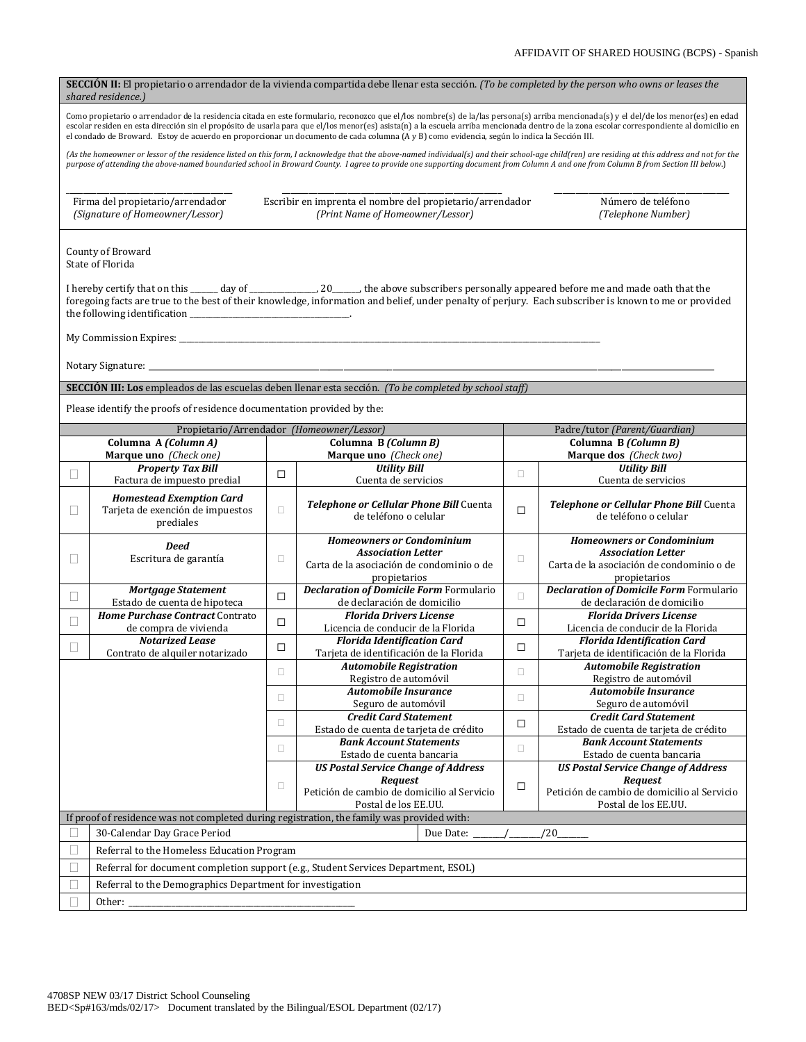**SECCIÓN II:** El propietario o arrendador de la vivienda compartida debe llenar esta sección. *(To be completed by the person who owns or leases the shared residence.)*

Como propietario o arrendador de la residencia citada en este formulario, reconozco que el/los nombre(s) de la/las persona(s) arriba mencionada(s) y el del/de los menor(es) en edad escolar residen en esta dirección sin el propósito de usarla para que el/los menor(es) asista(n) a la escuela arriba mencionada dentro de la zona escolar correspondiente al domicilio en el condado de Broward. Estoy de acuerdo en proporcionar un documento de cada columna (A y B) como evidencia, según lo indica la Sección III.

*(As the homeowner or lessor of the residence listed on this form, I acknowledge that the above-named individual(s) and their school-age child(ren) are residing at this address and not for the purpose of attending the above-named boundaried school in Broward County. I agree to provide one supporting document from Column A and one from Column B from Section III below.)*

| | | |
|---|---|---|
| ______________________ | ______________________ | ______________________ |
| Firma del propietario/arrendador *(Signature of Homeowner/Lessor)* | Escribir en imprenta el nombre del propietario/arrendador *(Print Name of Homeowner/Lessor)* | Número de teléfono *(Telephone Number)* |

County of Broward
State of Florida

I hereby certify that on this _______ day of _________________, 20_______, the above subscribers personally appeared before me and made oath that the foregoing facts are true to the best of their knowledge, information and belief, under penalty of perjury. Each subscriber is known to me or provided the following identification ______________________________________.

My Commission Expires: ______________________________________________________________

Notary Signature: ______________________________________________________________

**SECCIÓN III: Los** empleados de las escuelas deben llenar esta sección. *(To be completed by school staff)*

Please identify the proofs of residence documentation provided by the:

| Propietario/Arrendador *(Homeowner/Lessor)* | | | | Padre/tutor *(Parent/Guardian)* | |
|---|---|---|---|---|---|
| **Columna A *(Column A)*** **Marque uno** *(Check one)* | | **Columna B *(Column B)*** **Marque uno** *(Check one)* | | **Columna B *(Column B)*** **Marque dos** *(Check two)* | |
| ☐ | ***Property Tax Bill*** Factura de impuesto predial | ☐ | ***Utility Bill*** Cuenta de servicios | ☐ | ***Utility Bill*** Cuenta de servicios |
| ☐ | ***Homestead Exemption Card*** Tarjeta de exención de impuestos prediales | ☐ | ***Telephone or Cellular Phone Bill*** Cuenta de teléfono o celular | ☐ | ***Telephone or Cellular Phone Bill*** Cuenta de teléfono o celular |
| ☐ | ***Deed*** Escritura de garantía | ☐ | ***Homeowners or Condominium Association Letter*** Carta de la asociación de condominio o de propietarios | ☐ | ***Homeowners or Condominium Association Letter*** Carta de la asociación de condominio o de propietarios |
| ☐ | ***Mortgage Statement*** Estado de cuenta de hipoteca | ☐ | ***Declaration of Domicile Form*** Formulario de declaración de domicilio | ☐ | ***Declaration of Domicile Form*** Formulario de declaración de domicilio |
| ☐ | ***Home Purchase Contract*** Contrato de compra de vivienda | ☐ | ***Florida Drivers License*** Licencia de conducir de la Florida | ☐ | ***Florida Drivers License*** Licencia de conducir de la Florida |
| ☐ | ***Notarized Lease*** Contrato de alquiler notarizado | ☐ | ***Florida Identification Card*** Tarjeta de identificación de la Florida | ☐ | ***Florida Identification Card*** Tarjeta de identificación de la Florida |
| | | ☐ | ***Automobile Registration*** Registro de automóvil | ☐ | ***Automobile Registration*** Registro de automóvil |
| | | ☐ | ***Automobile Insurance*** Seguro de automóvil | ☐ | ***Automobile Insurance*** Seguro de automóvil |
| | | ☐ | ***Credit Card Statement*** Estado de cuenta de tarjeta de crédito | ☐ | ***Credit Card Statement*** Estado de cuenta de tarjeta de crédito |
| | | ☐ | ***Bank Account Statements*** Estado de cuenta bancaria | ☐ | ***Bank Account Statements*** Estado de cuenta bancaria |
| | | ☐ | ***US Postal Service Change of Address Request*** Petición de cambio de domicilio al Servicio Postal de los EE.UU. | ☐ | ***US Postal Service Change of Address Request*** Petición de cambio de domicilio al Servicio Postal de los EE.UU. |

If proof of residence was not completed during registration, the family was provided with:

| | | |
|---|---|---|
| ☐ | 30-Calendar Day Grace Period | Due Date: _______/_______/20_______ |
| ☐ | Referral to the Homeless Education Program | |
| ☐ | Referral for document completion support (e.g., Student Services Department, ESOL) | |
| ☐ | Referral to the Demographics Department for investigation | |
| ☐ | Other: ______________________________ | |

4708SP NEW 03/17 District School Counseling
BED<Sp#163/mds/02/17> Document translated by the Bilingual/ESOL Department (02/17)